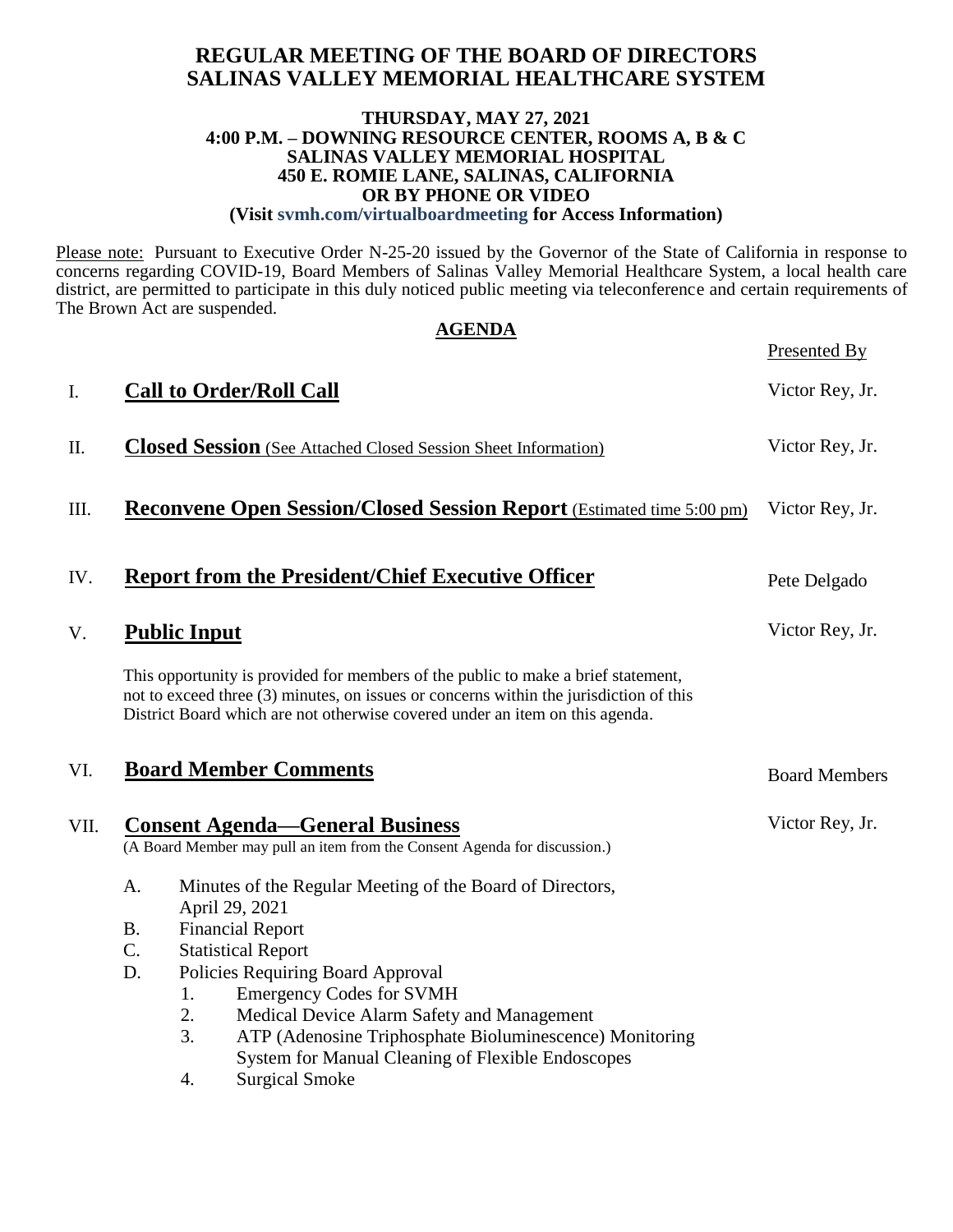# REGULAR MEETING OF THE BOARD OF DIRECTORS
# SALINAS VALLEY MEMORIAL HEALTHCARE SYSTEM

**THURSDAY, MAY 27, 2021**
**4:00 P.M. – DOWNING RESOURCE CENTER, ROOMS A, B & C**
**SALINAS VALLEY MEMORIAL HOSPITAL**
**450 E. ROMIE LANE, SALINAS, CALIFORNIA**
**OR BY PHONE OR VIDEO**
**(Visit svmh.com/virtualboardmeeting for Access Information)**

Please note: Pursuant to Executive Order N-25-20 issued by the Governor of the State of California in response to concerns regarding COVID-19, Board Members of Salinas Valley Memorial Healthcare System, a local health care district, are permitted to participate in this duly noticed public meeting via teleconference and certain requirements of The Brown Act are suspended.

## AGENDA

Presented By

I. **Call to Order/Roll Call** — Victor Rey, Jr.

II. **Closed Session** (See Attached Closed Session Sheet Information) — Victor Rey, Jr.

III. **Reconvene Open Session/Closed Session Report** (Estimated time 5:00 pm) — Victor Rey, Jr.

IV. **Report from the President/Chief Executive Officer** — Pete Delgado

V. **Public Input** — Victor Rey, Jr.

This opportunity is provided for members of the public to make a brief statement, not to exceed three (3) minutes, on issues or concerns within the jurisdiction of this District Board which are not otherwise covered under an item on this agenda.

VI. **Board Member Comments** — Board Members

VII. **Consent Agenda—General Business** — Victor Rey, Jr.
(A Board Member may pull an item from the Consent Agenda for discussion.)

- A. Minutes of the Regular Meeting of the Board of Directors, April 29, 2021
- B. Financial Report
- C. Statistical Report
- D. Policies Requiring Board Approval
  1. Emergency Codes for SVMH
  2. Medical Device Alarm Safety and Management
  3. ATP (Adenosine Triphosphate Bioluminescence) Monitoring System for Manual Cleaning of Flexible Endoscopes
  4. Surgical Smoke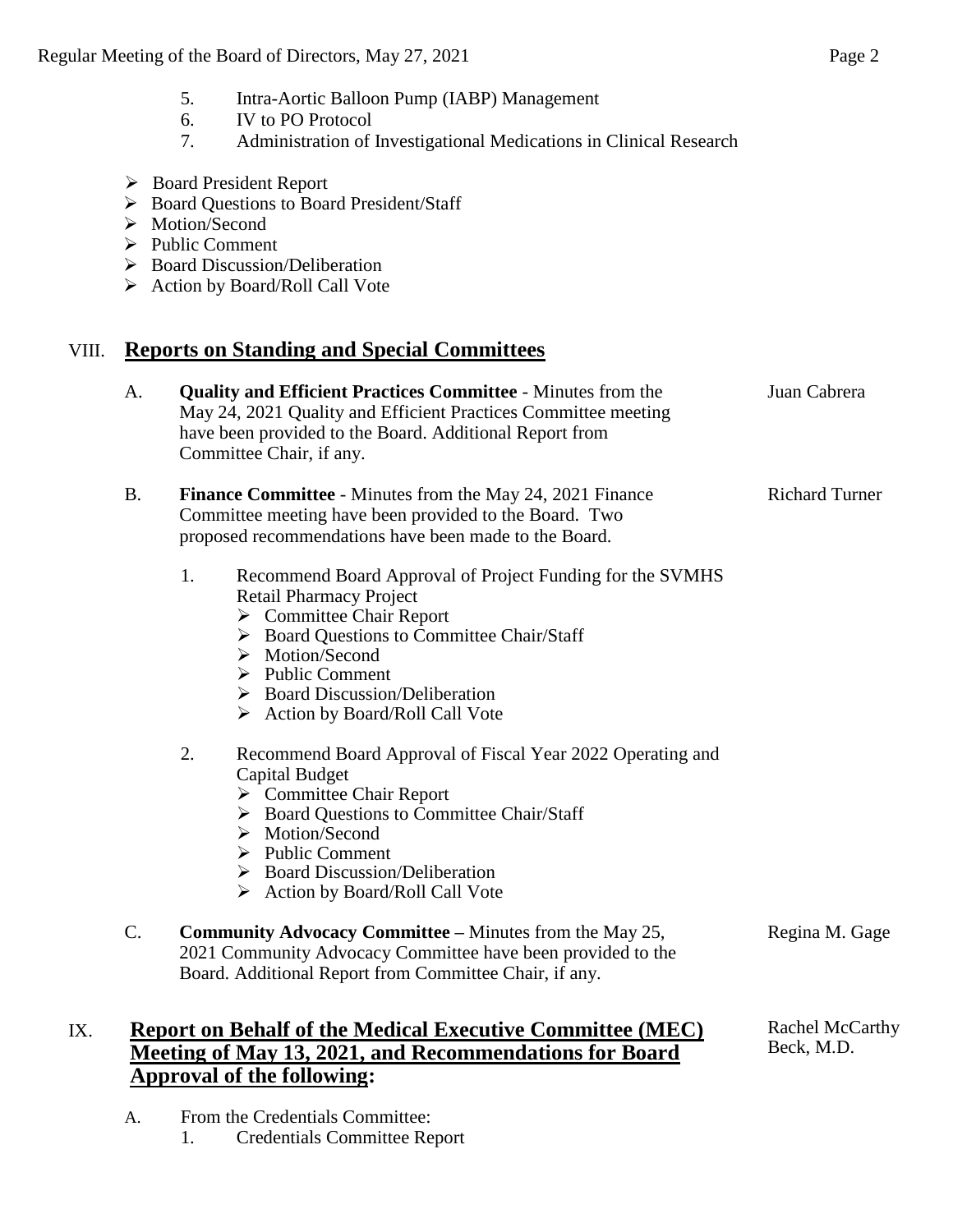5. Intra-Aortic Balloon Pump (IABP) Management
6. IV to PO Protocol
7. Administration of Investigational Medications in Clinical Research

- Board President Report
- Board Questions to Board President/Staff
- Motion/Second
- Public Comment
- Board Discussion/Deliberation
- Action by Board/Roll Call Vote

## VIII. Reports on Standing and Special Committees

A. **Quality and Efficient Practices Committee** - Minutes from the May 24, 2021 Quality and Efficient Practices Committee meeting have been provided to the Board. Additional Report from Committee Chair, if any. — Juan Cabrera

B. **Finance Committee** - Minutes from the May 24, 2021 Finance Committee meeting have been provided to the Board. Two proposed recommendations have been made to the Board. — Richard Turner

1. Recommend Board Approval of Project Funding for the SVMHS Retail Pharmacy Project
   - Committee Chair Report
   - Board Questions to Committee Chair/Staff
   - Motion/Second
   - Public Comment
   - Board Discussion/Deliberation
   - Action by Board/Roll Call Vote

2. Recommend Board Approval of Fiscal Year 2022 Operating and Capital Budget
   - Committee Chair Report
   - Board Questions to Committee Chair/Staff
   - Motion/Second
   - Public Comment
   - Board Discussion/Deliberation
   - Action by Board/Roll Call Vote

C. **Community Advocacy Committee** – Minutes from the May 25, 2021 Community Advocacy Committee have been provided to the Board. Additional Report from Committee Chair, if any. — Regina M. Gage

## IX. Report on Behalf of the Medical Executive Committee (MEC) Meeting of May 13, 2021, and Recommendations for Board Approval of the following:

Rachel McCarthy Beck, M.D.

A. From the Credentials Committee:
   1. Credentials Committee Report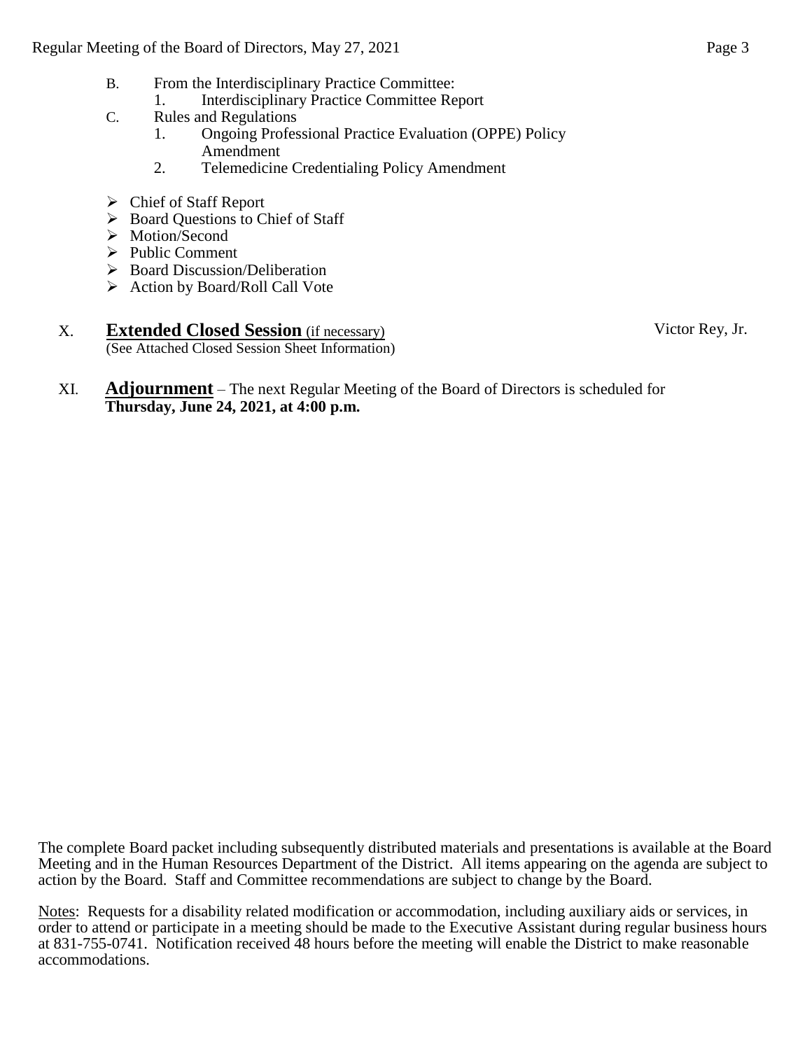B. From the Interdisciplinary Practice Committee:
   1. Interdisciplinary Practice Committee Report

C. Rules and Regulations
   1. Ongoing Professional Practice Evaluation (OPPE) Policy Amendment
   2. Telemedicine Credentialing Policy Amendment

- Chief of Staff Report
- Board Questions to Chief of Staff
- Motion/Second
- Public Comment
- Board Discussion/Deliberation
- Action by Board/Roll Call Vote

X. **Extended Closed Session** (if necessary) — Victor Rey, Jr.
(See Attached Closed Session Sheet Information)

XI. **Adjournment** – The next Regular Meeting of the Board of Directors is scheduled for **Thursday, June 24, 2021, at 4:00 p.m.**

The complete Board packet including subsequently distributed materials and presentations is available at the Board Meeting and in the Human Resources Department of the District. All items appearing on the agenda are subject to action by the Board. Staff and Committee recommendations are subject to change by the Board.

Notes: Requests for a disability related modification or accommodation, including auxiliary aids or services, in order to attend or participate in a meeting should be made to the Executive Assistant during regular business hours at 831-755-0741. Notification received 48 hours before the meeting will enable the District to make reasonable accommodations.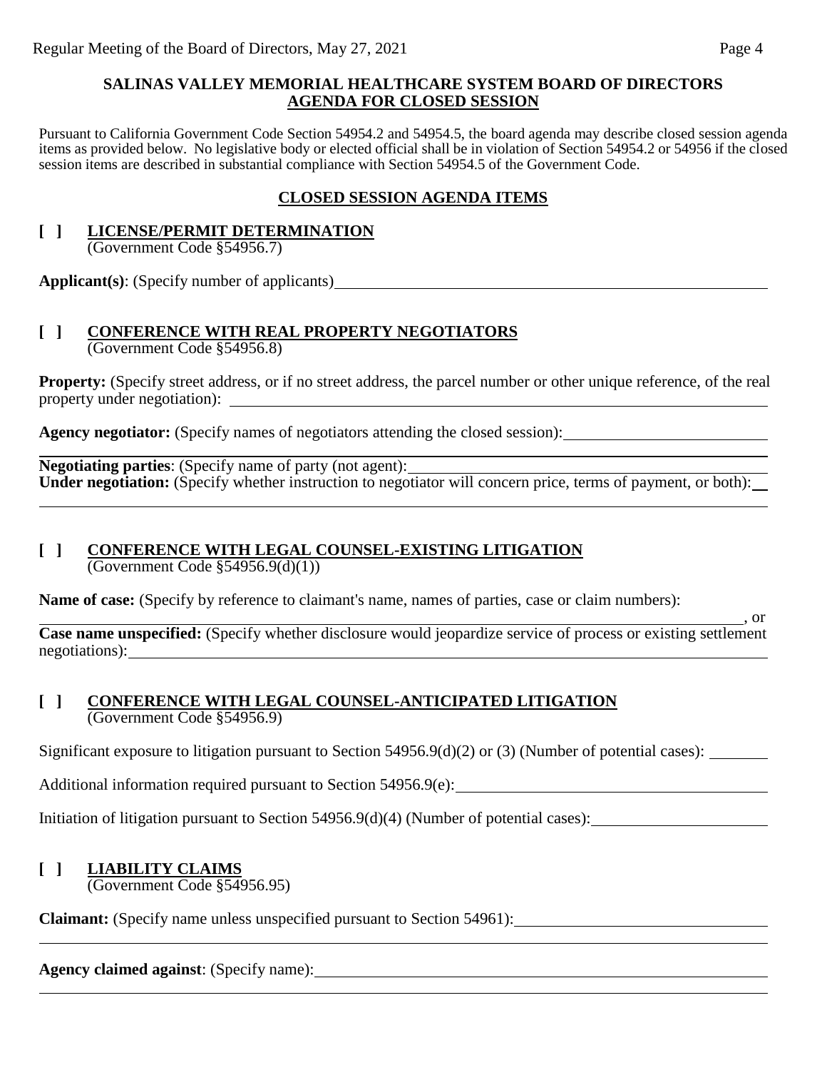**SALINAS VALLEY MEMORIAL HEALTHCARE SYSTEM BOARD OF DIRECTORS**
**AGENDA FOR CLOSED SESSION**

Pursuant to California Government Code Section 54954.2 and 54954.5, the board agenda may describe closed session agenda items as provided below. No legislative body or elected official shall be in violation of Section 54954.2 or 54956 if the closed session items are described in substantial compliance with Section 54954.5 of the Government Code.

**CLOSED SESSION AGENDA ITEMS**

**[ ] LICENSE/PERMIT DETERMINATION**
(Government Code §54956.7)

**Applicant(s)**: (Specify number of applicants)

**[ ] CONFERENCE WITH REAL PROPERTY NEGOTIATORS**
(Government Code §54956.8)

**Property:** (Specify street address, or if no street address, the parcel number or other unique reference, of the real property under negotiation):

**Agency negotiator:** (Specify names of negotiators attending the closed session):

**Negotiating parties**: (Specify name of party (not agent):
**Under negotiation:** (Specify whether instruction to negotiator will concern price, terms of payment, or both):

**[ ] CONFERENCE WITH LEGAL COUNSEL-EXISTING LITIGATION**
(Government Code §54956.9(d)(1))

**Name of case:** (Specify by reference to claimant's name, names of parties, case or claim numbers):
, or
**Case name unspecified:** (Specify whether disclosure would jeopardize service of process or existing settlement negotiations):

**[ ] CONFERENCE WITH LEGAL COUNSEL-ANTICIPATED LITIGATION**
(Government Code §54956.9)

Significant exposure to litigation pursuant to Section 54956.9(d)(2) or (3) (Number of potential cases):

Additional information required pursuant to Section 54956.9(e):

Initiation of litigation pursuant to Section 54956.9(d)(4) (Number of potential cases):

**[ ] LIABILITY CLAIMS**
(Government Code §54956.95)

**Claimant:** (Specify name unless unspecified pursuant to Section 54961):

**Agency claimed against**: (Specify name):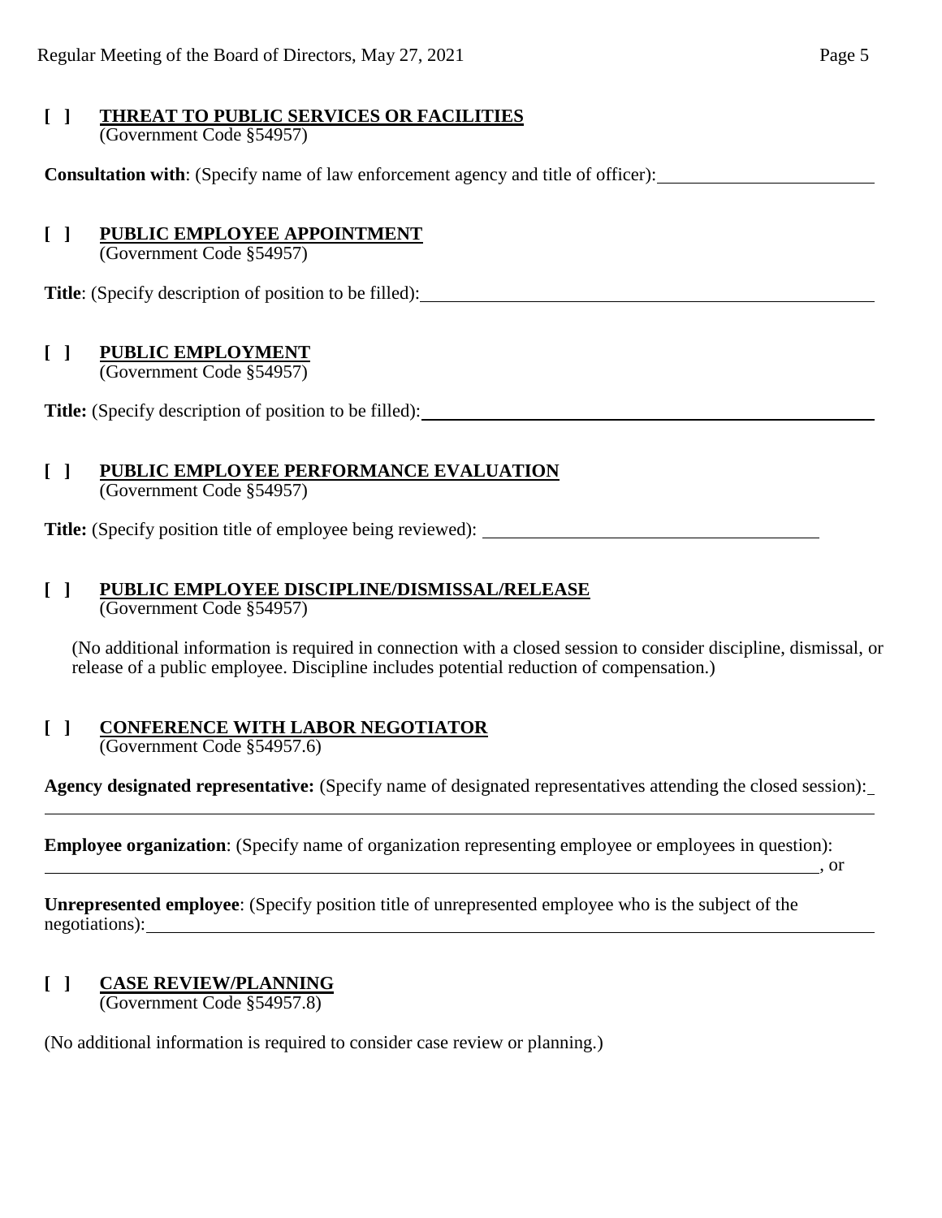**[ ] THREAT TO PUBLIC SERVICES OR FACILITIES**
(Government Code §54957)

**Consultation with**: (Specify name of law enforcement agency and title of officer): \_\_\_\_\_\_\_\_\_\_\_\_\_\_\_\_\_\_\_\_\_\_\_\_

**[ ] PUBLIC EMPLOYEE APPOINTMENT**
(Government Code §54957)

**Title**: (Specify description of position to be filled): \_\_\_\_\_\_\_\_\_\_\_\_\_\_\_\_\_\_\_\_\_\_\_\_\_\_\_\_\_\_\_\_\_\_\_\_\_\_\_\_\_\_\_\_\_\_\_\_\_\_\_\_

**[ ] PUBLIC EMPLOYMENT**
(Government Code §54957)

**Title:** (Specify description of position to be filled): \_\_\_\_\_\_\_\_\_\_\_\_\_\_\_\_\_\_\_\_\_\_\_\_\_\_\_\_\_\_\_\_\_\_\_\_\_\_\_\_\_\_\_\_\_\_\_\_\_\_\_\_

**[ ] PUBLIC EMPLOYEE PERFORMANCE EVALUATION**
(Government Code §54957)

**Title:** (Specify position title of employee being reviewed): \_\_\_\_\_\_\_\_\_\_\_\_\_\_\_\_\_\_\_\_\_\_\_\_\_\_\_\_\_\_\_\_\_\_\_\_\_\_\_\_

**[ ] PUBLIC EMPLOYEE DISCIPLINE/DISMISSAL/RELEASE**
(Government Code §54957)

(No additional information is required in connection with a closed session to consider discipline, dismissal, or release of a public employee. Discipline includes potential reduction of compensation.)

**[ ] CONFERENCE WITH LABOR NEGOTIATOR**
(Government Code §54957.6)

**Agency designated representative:** (Specify name of designated representatives attending the closed session): \_\_\_\_\_\_\_\_\_\_\_\_\_\_\_\_\_\_\_\_\_\_\_\_\_\_\_\_\_\_\_\_\_\_\_\_\_\_\_\_\_\_\_\_\_\_\_\_\_\_\_\_\_\_\_\_\_\_\_\_\_\_\_\_\_\_\_\_\_\_\_\_\_\_\_\_\_\_\_\_\_\_\_\_\_\_\_\_\_\_

**Employee organization**: (Specify name of organization representing employee or employees in question): \_\_\_\_\_\_\_\_\_\_\_\_\_\_\_\_\_\_\_\_\_\_\_\_\_\_\_\_\_\_\_\_\_\_\_\_\_\_\_\_\_\_\_\_\_\_\_\_\_\_\_\_\_\_\_\_\_\_\_\_\_\_\_\_\_\_\_\_\_\_\_\_\_\_\_\_\_\_\_\_\_\_\_\_\_\_\_\_, or

**Unrepresented employee**: (Specify position title of unrepresented employee who is the subject of the negotiations): \_\_\_\_\_\_\_\_\_\_\_\_\_\_\_\_\_\_\_\_\_\_\_\_\_\_\_\_\_\_\_\_\_\_\_\_\_\_\_\_\_\_\_\_\_\_\_\_\_\_\_\_\_\_\_\_\_\_\_\_\_\_\_\_\_\_\_\_\_\_\_\_\_\_\_\_\_\_

**[ ] CASE REVIEW/PLANNING**
(Government Code §54957.8)

(No additional information is required to consider case review or planning.)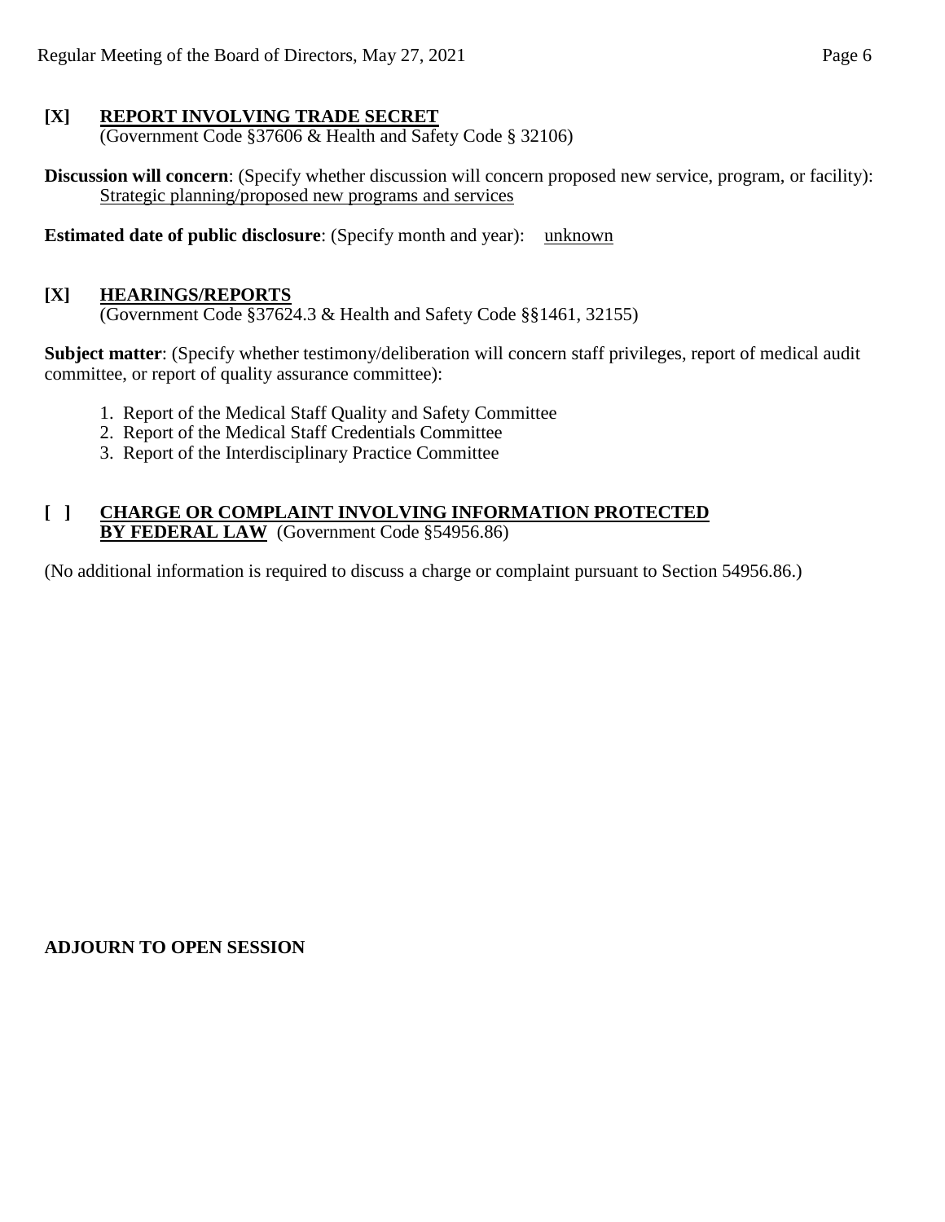**[X] <u>REPORT INVOLVING TRADE SECRET</u>**
(Government Code §37606 & Health and Safety Code § 32106)

**Discussion will concern**: (Specify whether discussion will concern proposed new service, program, or facility): <u>Strategic planning/proposed new programs and services</u>

**Estimated date of public disclosure**: (Specify month and year): <u>unknown</u>

**[X] <u>HEARINGS/REPORTS</u>**
(Government Code §37624.3 & Health and Safety Code §§1461, 32155)

**Subject matter**: (Specify whether testimony/deliberation will concern staff privileges, report of medical audit committee, or report of quality assurance committee):

1. Report of the Medical Staff Quality and Safety Committee
2. Report of the Medical Staff Credentials Committee
3. Report of the Interdisciplinary Practice Committee

**[ ] <u>CHARGE OR COMPLAINT INVOLVING INFORMATION PROTECTED BY FEDERAL LAW</u>** (Government Code §54956.86)

(No additional information is required to discuss a charge or complaint pursuant to Section 54956.86.)

**ADJOURN TO OPEN SESSION**